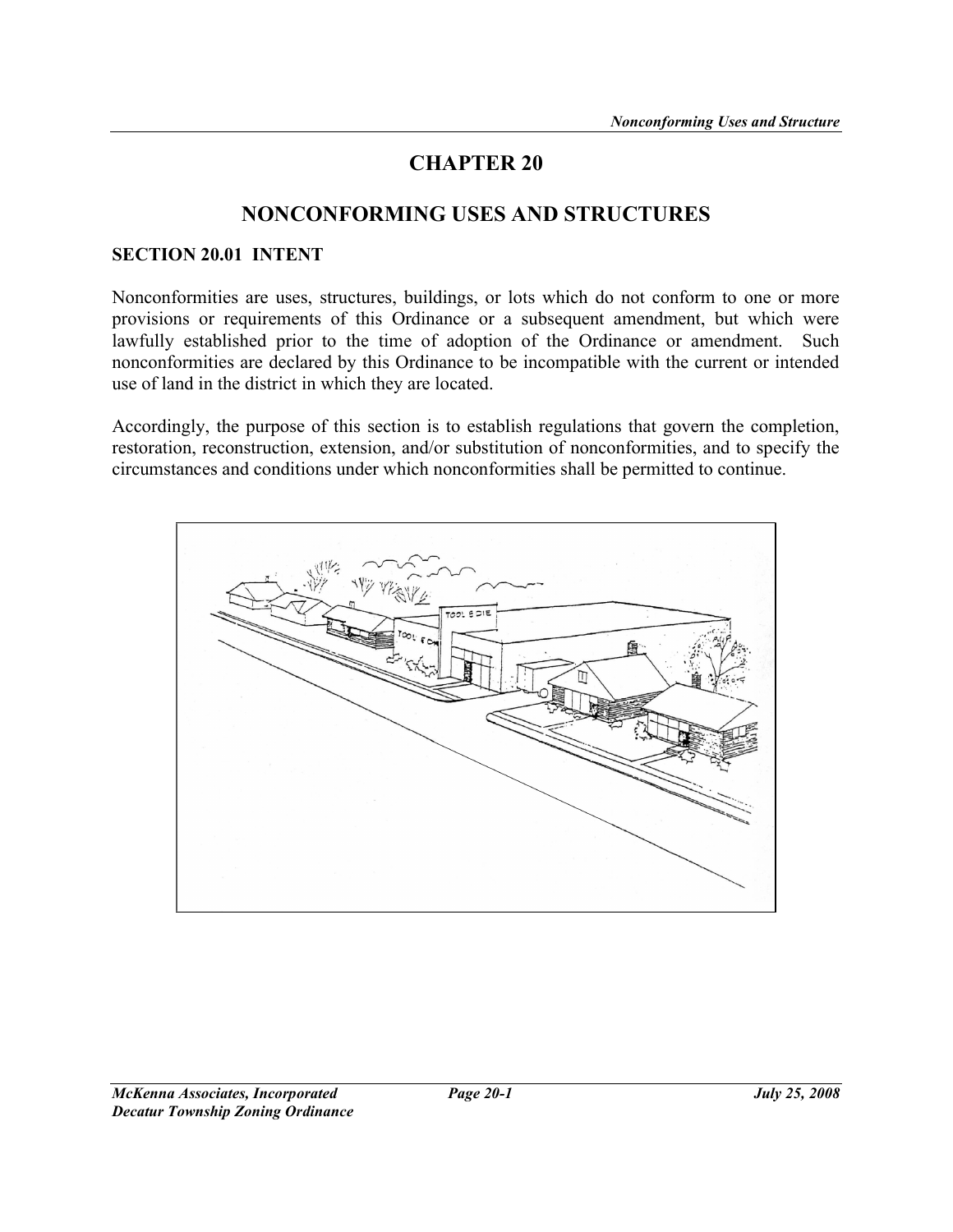# CHAPTER 20

# NONCONFORMING USES AND STRUCTURES

## SECTION 20.01 INTENT

Nonconformities are uses, structures, buildings, or lots which do not conform to one or more provisions or requirements of this Ordinance or a subsequent amendment, but which were lawfully established prior to the time of adoption of the Ordinance or amendment. Such nonconformities are declared by this Ordinance to be incompatible with the current or intended use of land in the district in which they are located.

Accordingly, the purpose of this section is to establish regulations that govern the completion, restoration, reconstruction, extension, and/or substitution of nonconformities, and to specify the circumstances and conditions under which nonconformities shall be permitted to continue.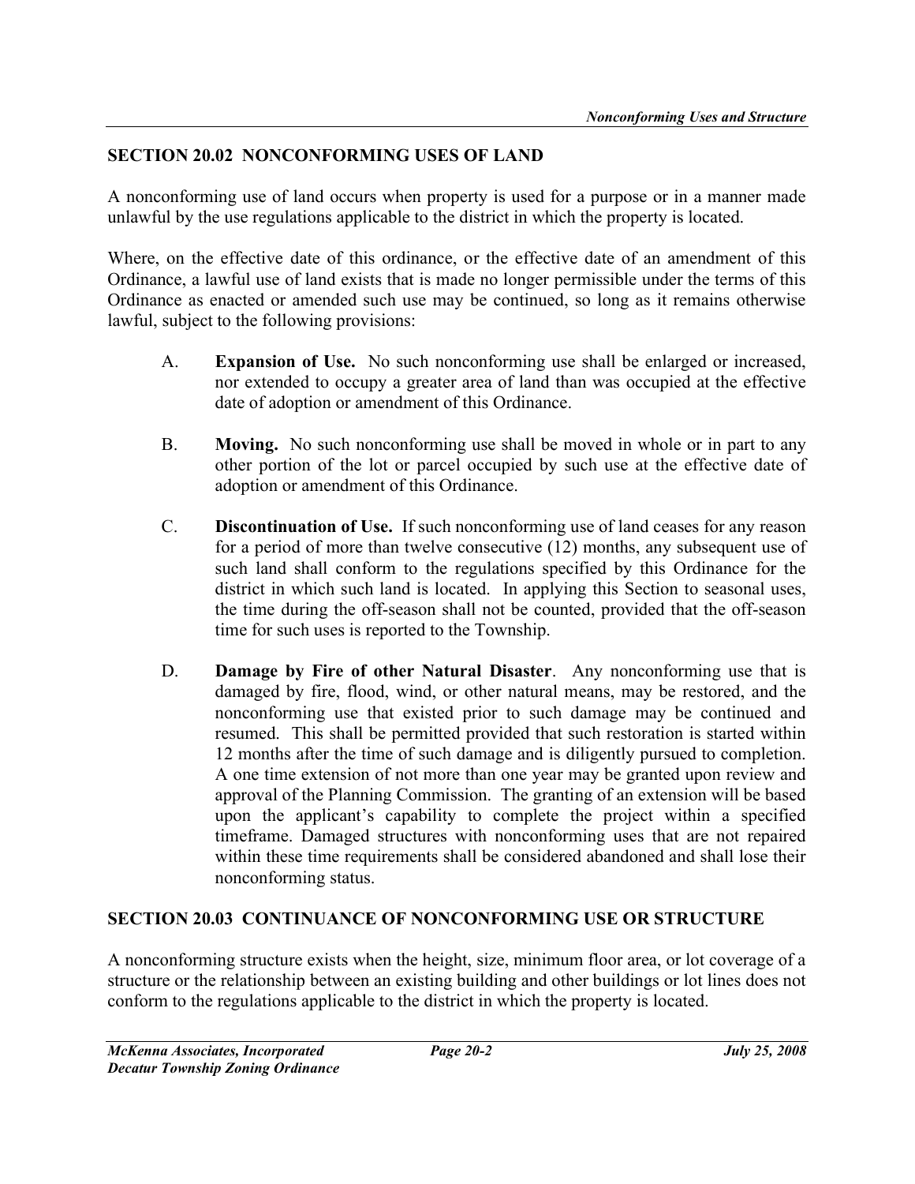## SECTION 20.02 NONCONFORMING USES OF LAND

A nonconforming use of land occurs when property is used for a purpose or in a manner made unlawful by the use regulations applicable to the district in which the property is located.

Where, on the effective date of this ordinance, or the effective date of an amendment of this Ordinance, a lawful use of land exists that is made no longer permissible under the terms of this Ordinance as enacted or amended such use may be continued, so long as it remains otherwise lawful, subject to the following provisions:

A. **Expansion of Use.** No such nonconforming use shall be enlarged or increased, nor extended to occupy a greater area of land than was occupied at the effective date of adoption or amendment of this Ordinance.

B. **Moving.** No such nonconforming use shall be moved in whole or in part to any other portion of the lot or parcel occupied by such use at the effective date of adoption or amendment of this Ordinance.

C. **Discontinuation of Use.** If such nonconforming use of land ceases for any reason for a period of more than twelve consecutive (12) months, any subsequent use of such land shall conform to the regulations specified by this Ordinance for the district in which such land is located. In applying this Section to seasonal uses, the time during the off-season shall not be counted, provided that the off-season time for such uses is reported to the Township.

D. **Damage by Fire of other Natural Disaster**. Any nonconforming use that is damaged by fire, flood, wind, or other natural means, may be restored, and the nonconforming use that existed prior to such damage may be continued and resumed. This shall be permitted provided that such restoration is started within 12 months after the time of such damage and is diligently pursued to completion. A one time extension of not more than one year may be granted upon review and approval of the Planning Commission. The granting of an extension will be based upon the applicant's capability to complete the project within a specified timeframe. Damaged structures with nonconforming uses that are not repaired within these time requirements shall be considered abandoned and shall lose their nonconforming status.

## SECTION 20.03 CONTINUANCE OF NONCONFORMING USE OR STRUCTURE

A nonconforming structure exists when the height, size, minimum floor area, or lot coverage of a structure or the relationship between an existing building and other buildings or lot lines does not conform to the regulations applicable to the district in which the property is located.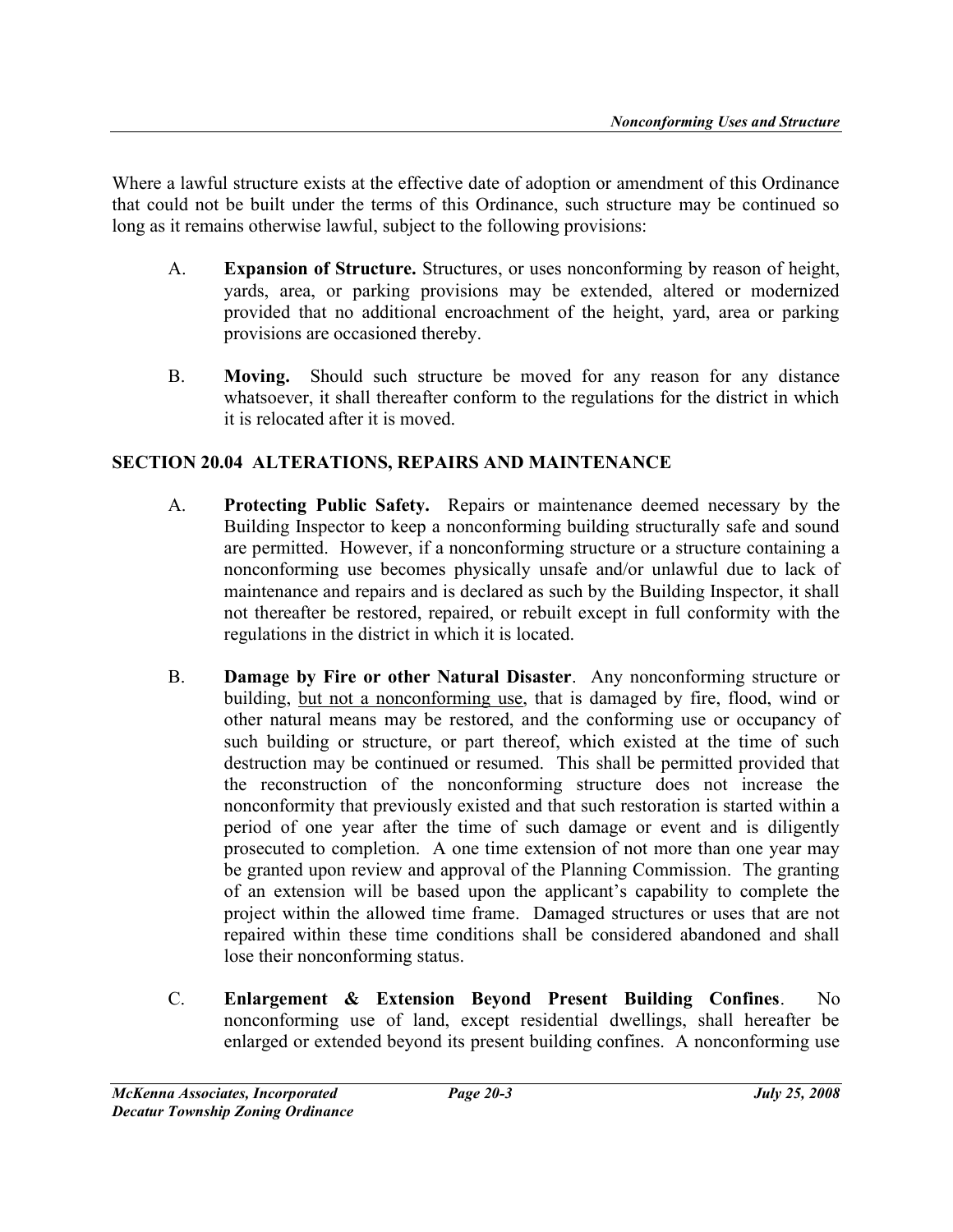Where a lawful structure exists at the effective date of adoption or amendment of this Ordinance that could not be built under the terms of this Ordinance, such structure may be continued so long as it remains otherwise lawful, subject to the following provisions:

A. **Expansion of Structure.** Structures, or uses nonconforming by reason of height, yards, area, or parking provisions may be extended, altered or modernized provided that no additional encroachment of the height, yard, area or parking provisions are occasioned thereby.

B. **Moving.** Should such structure be moved for any reason for any distance whatsoever, it shall thereafter conform to the regulations for the district in which it is relocated after it is moved.

## SECTION 20.04 ALTERATIONS, REPAIRS AND MAINTENANCE

A. **Protecting Public Safety.** Repairs or maintenance deemed necessary by the Building Inspector to keep a nonconforming building structurally safe and sound are permitted. However, if a nonconforming structure or a structure containing a nonconforming use becomes physically unsafe and/or unlawful due to lack of maintenance and repairs and is declared as such by the Building Inspector, it shall not thereafter be restored, repaired, or rebuilt except in full conformity with the regulations in the district in which it is located.

B. **Damage by Fire or other Natural Disaster**. Any nonconforming structure or building, <u>but not a nonconforming use</u>, that is damaged by fire, flood, wind or other natural means may be restored, and the conforming use or occupancy of such building or structure, or part thereof, which existed at the time of such destruction may be continued or resumed. This shall be permitted provided that the reconstruction of the nonconforming structure does not increase the nonconformity that previously existed and that such restoration is started within a period of one year after the time of such damage or event and is diligently prosecuted to completion. A one time extension of not more than one year may be granted upon review and approval of the Planning Commission. The granting of an extension will be based upon the applicant's capability to complete the project within the allowed time frame. Damaged structures or uses that are not repaired within these time conditions shall be considered abandoned and shall lose their nonconforming status.

C. **Enlargement & Extension Beyond Present Building Confines**. No nonconforming use of land, except residential dwellings, shall hereafter be enlarged or extended beyond its present building confines. A nonconforming use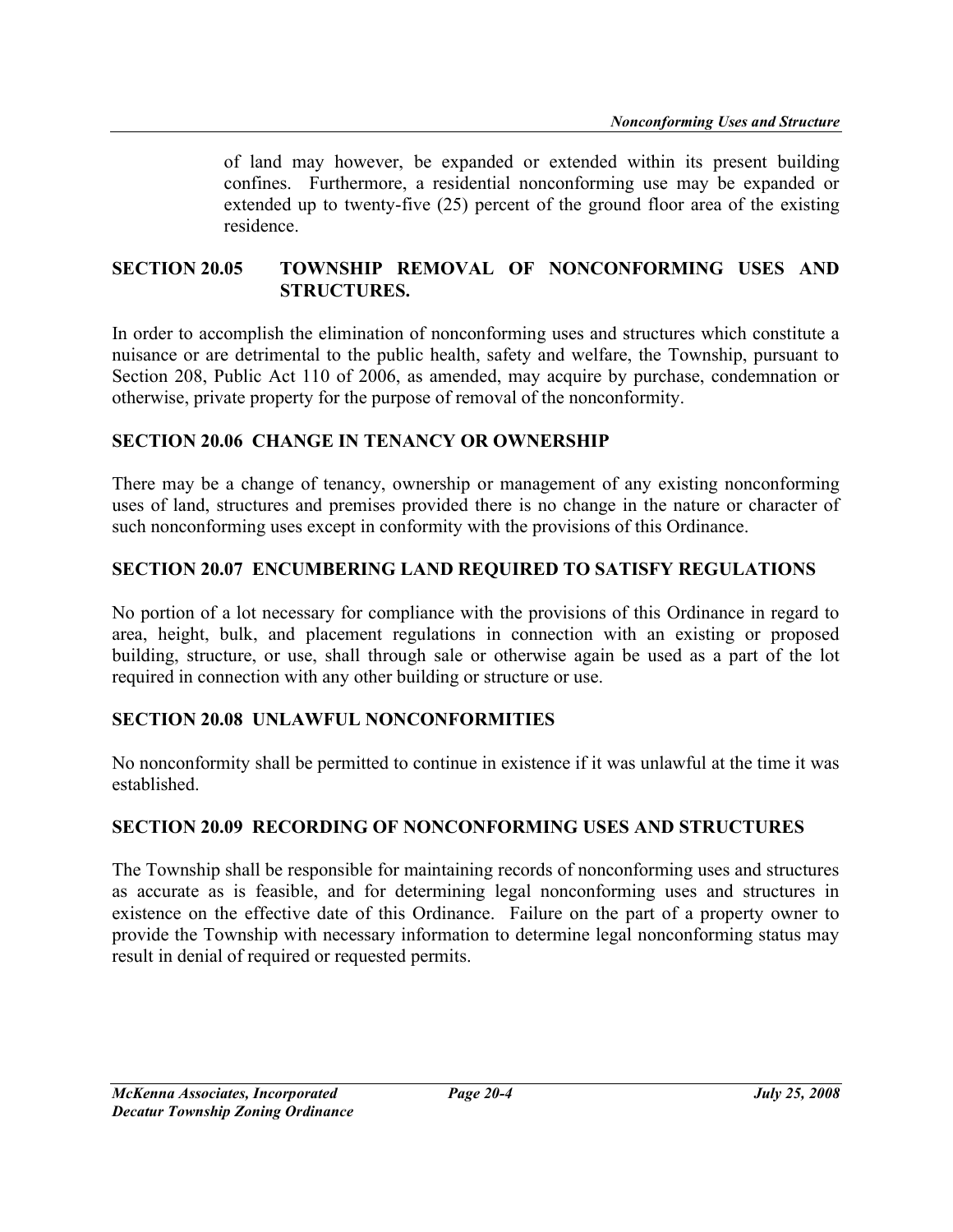of land may however, be expanded or extended within its present building confines. Furthermore, a residential nonconforming use may be expanded or extended up to twenty-five (25) percent of the ground floor area of the existing residence.

## SECTION 20.05 TOWNSHIP REMOVAL OF NONCONFORMING USES AND STRUCTURES.

In order to accomplish the elimination of nonconforming uses and structures which constitute a nuisance or are detrimental to the public health, safety and welfare, the Township, pursuant to Section 208, Public Act 110 of 2006, as amended, may acquire by purchase, condemnation or otherwise, private property for the purpose of removal of the nonconformity.

## SECTION 20.06 CHANGE IN TENANCY OR OWNERSHIP

There may be a change of tenancy, ownership or management of any existing nonconforming uses of land, structures and premises provided there is no change in the nature or character of such nonconforming uses except in conformity with the provisions of this Ordinance.

## SECTION 20.07 ENCUMBERING LAND REQUIRED TO SATISFY REGULATIONS

No portion of a lot necessary for compliance with the provisions of this Ordinance in regard to area, height, bulk, and placement regulations in connection with an existing or proposed building, structure, or use, shall through sale or otherwise again be used as a part of the lot required in connection with any other building or structure or use.

## SECTION 20.08 UNLAWFUL NONCONFORMITIES

No nonconformity shall be permitted to continue in existence if it was unlawful at the time it was established.

## SECTION 20.09 RECORDING OF NONCONFORMING USES AND STRUCTURES

The Township shall be responsible for maintaining records of nonconforming uses and structures as accurate as is feasible, and for determining legal nonconforming uses and structures in existence on the effective date of this Ordinance. Failure on the part of a property owner to provide the Township with necessary information to determine legal nonconforming status may result in denial of required or requested permits.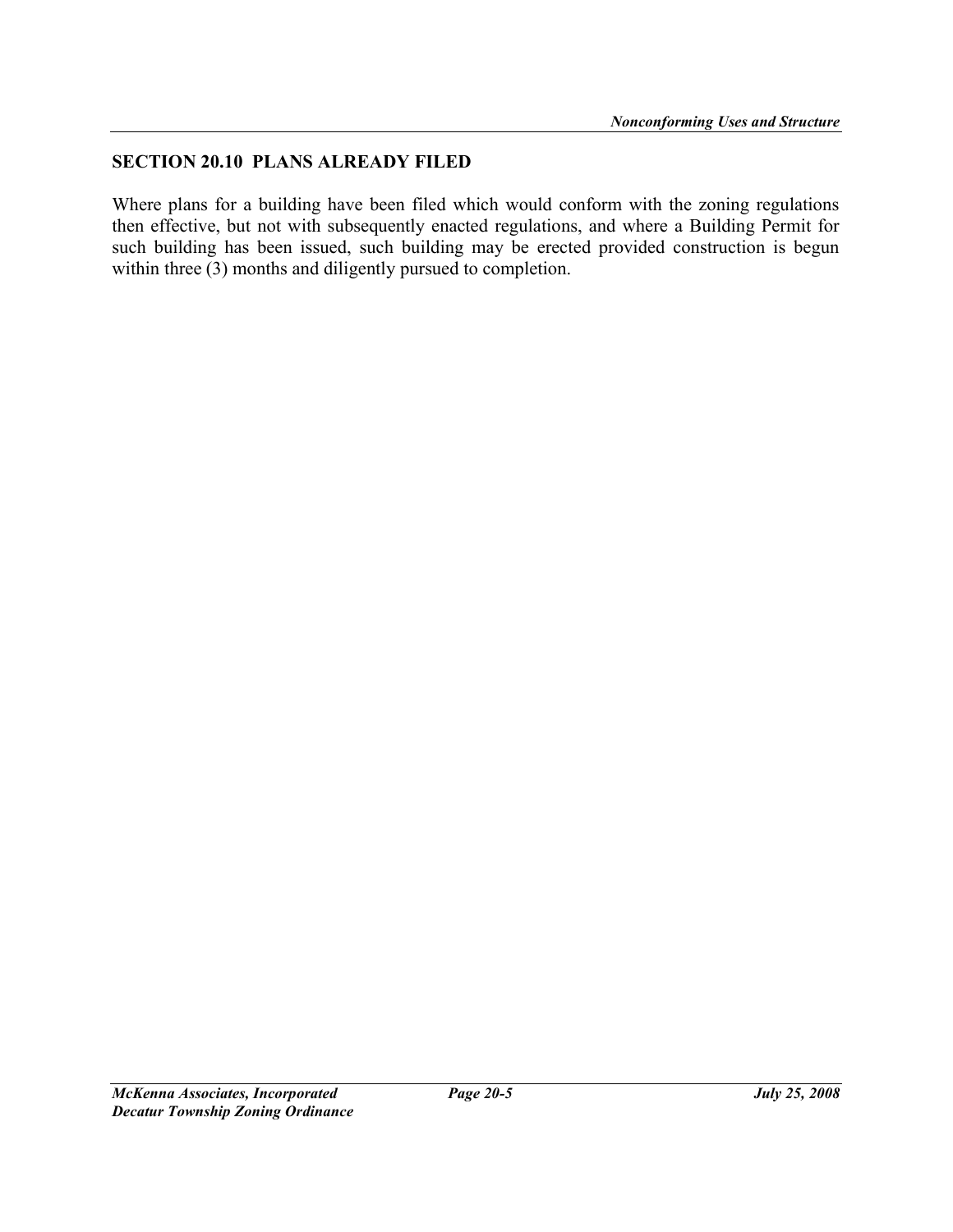## SECTION 20.10 PLANS ALREADY FILED

Where plans for a building have been filed which would conform with the zoning regulations then effective, but not with subsequently enacted regulations, and where a Building Permit for such building has been issued, such building may be erected provided construction is begun within three (3) months and diligently pursued to completion.